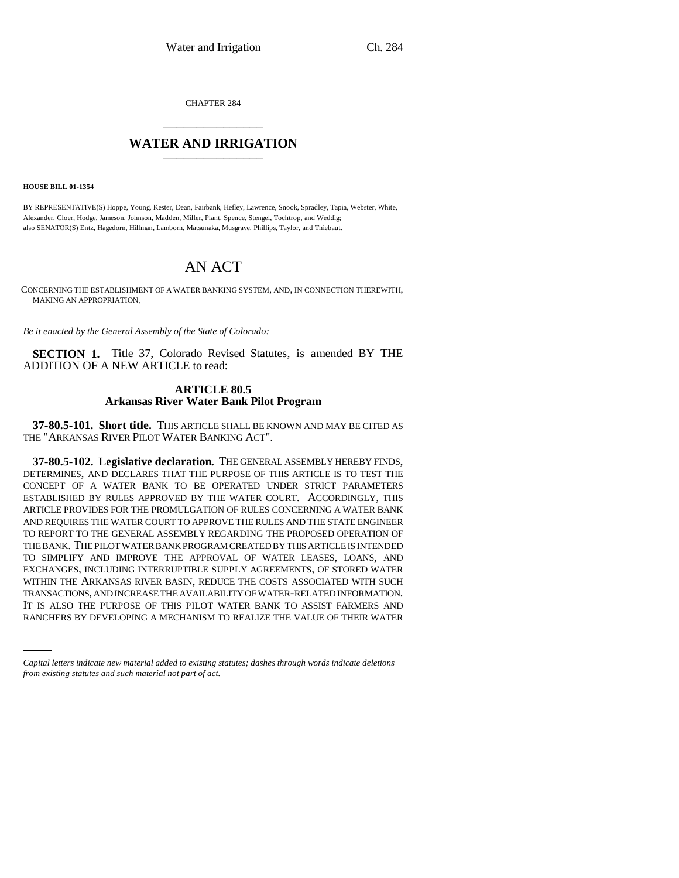CHAPTER 284

## WATER AND IRRIGATION

**HOUSE BILL 01-1354**

BY REPRESENTATIVE(S) Hoppe, Young, Kester, Dean, Fairbank, Hefley, Lawrence, Snook, Spradley, Tapia, Webster, White, Alexander, Cloer, Hodge, Jameson, Johnson, Madden, Miller, Plant, Spence, Stengel, Tochtrop, and Weddig;
also SENATOR(S) Entz, Hagedorn, Hillman, Lamborn, Matsunaka, Musgrave, Phillips, Taylor, and Thiebaut.

# AN ACT

CONCERNING THE ESTABLISHMENT OF A WATER BANKING SYSTEM, AND, IN CONNECTION THEREWITH, MAKING AN APPROPRIATION.

*Be it enacted by the General Assembly of the State of Colorado:*

**SECTION 1.** Title 37, Colorado Revised Statutes, is amended BY THE ADDITION OF A NEW ARTICLE to read:

### ARTICLE 80.5
### Arkansas River Water Bank Pilot Program

**37-80.5-101. Short title.** THIS ARTICLE SHALL BE KNOWN AND MAY BE CITED AS THE "ARKANSAS RIVER PILOT WATER BANKING ACT".

**37-80.5-102. Legislative declaration.** THE GENERAL ASSEMBLY HEREBY FINDS, DETERMINES, AND DECLARES THAT THE PURPOSE OF THIS ARTICLE IS TO TEST THE CONCEPT OF A WATER BANK TO BE OPERATED UNDER STRICT PARAMETERS ESTABLISHED BY RULES APPROVED BY THE WATER COURT. ACCORDINGLY, THIS ARTICLE PROVIDES FOR THE PROMULGATION OF RULES CONCERNING A WATER BANK AND REQUIRES THE WATER COURT TO APPROVE THE RULES AND THE STATE ENGINEER TO REPORT TO THE GENERAL ASSEMBLY REGARDING THE PROPOSED OPERATION OF THE BANK. THE PILOT WATER BANK PROGRAM CREATED BY THIS ARTICLE IS INTENDED TO SIMPLIFY AND IMPROVE THE APPROVAL OF WATER LEASES, LOANS, AND EXCHANGES, INCLUDING INTERRUPTIBLE SUPPLY AGREEMENTS, OF STORED WATER WITHIN THE ARKANSAS RIVER BASIN, REDUCE THE COSTS ASSOCIATED WITH SUCH TRANSACTIONS, AND INCREASE THE AVAILABILITY OF WATER-RELATED INFORMATION. IT IS ALSO THE PURPOSE OF THIS PILOT WATER BANK TO ASSIST FARMERS AND RANCHERS BY DEVELOPING A MECHANISM TO REALIZE THE VALUE OF THEIR WATER

*Capital letters indicate new material added to existing statutes; dashes through words indicate deletions from existing statutes and such material not part of act.*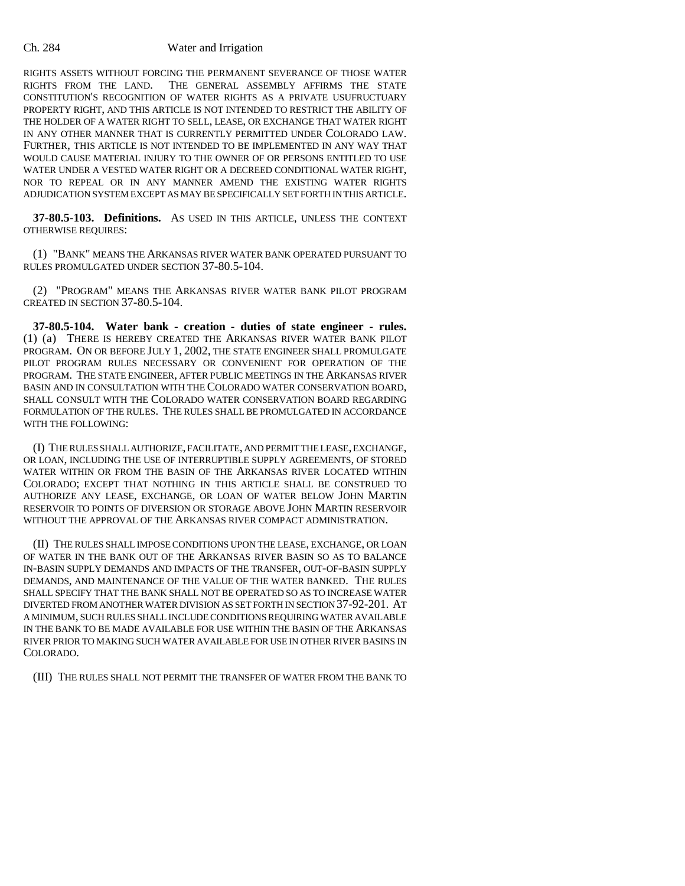RIGHTS ASSETS WITHOUT FORCING THE PERMANENT SEVERANCE OF THOSE WATER RIGHTS FROM THE LAND. THE GENERAL ASSEMBLY AFFIRMS THE STATE CONSTITUTION'S RECOGNITION OF WATER RIGHTS AS A PRIVATE USUFRUCTUARY PROPERTY RIGHT, AND THIS ARTICLE IS NOT INTENDED TO RESTRICT THE ABILITY OF THE HOLDER OF A WATER RIGHT TO SELL, LEASE, OR EXCHANGE THAT WATER RIGHT IN ANY OTHER MANNER THAT IS CURRENTLY PERMITTED UNDER COLORADO LAW. FURTHER, THIS ARTICLE IS NOT INTENDED TO BE IMPLEMENTED IN ANY WAY THAT WOULD CAUSE MATERIAL INJURY TO THE OWNER OF OR PERSONS ENTITLED TO USE WATER UNDER A VESTED WATER RIGHT OR A DECREED CONDITIONAL WATER RIGHT, NOR TO REPEAL OR IN ANY MANNER AMEND THE EXISTING WATER RIGHTS ADJUDICATION SYSTEM EXCEPT AS MAY BE SPECIFICALLY SET FORTH IN THIS ARTICLE.

**37-80.5-103. Definitions.** AS USED IN THIS ARTICLE, UNLESS THE CONTEXT OTHERWISE REQUIRES:

(1) "BANK" MEANS THE ARKANSAS RIVER WATER BANK OPERATED PURSUANT TO RULES PROMULGATED UNDER SECTION 37-80.5-104.

(2) "PROGRAM" MEANS THE ARKANSAS RIVER WATER BANK PILOT PROGRAM CREATED IN SECTION 37-80.5-104.

**37-80.5-104. Water bank - creation - duties of state engineer - rules.** (1) (a) THERE IS HEREBY CREATED THE ARKANSAS RIVER WATER BANK PILOT PROGRAM. ON OR BEFORE JULY 1, 2002, THE STATE ENGINEER SHALL PROMULGATE PILOT PROGRAM RULES NECESSARY OR CONVENIENT FOR OPERATION OF THE PROGRAM. THE STATE ENGINEER, AFTER PUBLIC MEETINGS IN THE ARKANSAS RIVER BASIN AND IN CONSULTATION WITH THE COLORADO WATER CONSERVATION BOARD, SHALL CONSULT WITH THE COLORADO WATER CONSERVATION BOARD REGARDING FORMULATION OF THE RULES. THE RULES SHALL BE PROMULGATED IN ACCORDANCE WITH THE FOLLOWING:

(I) THE RULES SHALL AUTHORIZE, FACILITATE, AND PERMIT THE LEASE, EXCHANGE, OR LOAN, INCLUDING THE USE OF INTERRUPTIBLE SUPPLY AGREEMENTS, OF STORED WATER WITHIN OR FROM THE BASIN OF THE ARKANSAS RIVER LOCATED WITHIN COLORADO; EXCEPT THAT NOTHING IN THIS ARTICLE SHALL BE CONSTRUED TO AUTHORIZE ANY LEASE, EXCHANGE, OR LOAN OF WATER BELOW JOHN MARTIN RESERVOIR TO POINTS OF DIVERSION OR STORAGE ABOVE JOHN MARTIN RESERVOIR WITHOUT THE APPROVAL OF THE ARKANSAS RIVER COMPACT ADMINISTRATION.

(II) THE RULES SHALL IMPOSE CONDITIONS UPON THE LEASE, EXCHANGE, OR LOAN OF WATER IN THE BANK OUT OF THE ARKANSAS RIVER BASIN SO AS TO BALANCE IN-BASIN SUPPLY DEMANDS AND IMPACTS OF THE TRANSFER, OUT-OF-BASIN SUPPLY DEMANDS, AND MAINTENANCE OF THE VALUE OF THE WATER BANKED. THE RULES SHALL SPECIFY THAT THE BANK SHALL NOT BE OPERATED SO AS TO INCREASE WATER DIVERTED FROM ANOTHER WATER DIVISION AS SET FORTH IN SECTION 37-92-201. AT A MINIMUM, SUCH RULES SHALL INCLUDE CONDITIONS REQUIRING WATER AVAILABLE IN THE BANK TO BE MADE AVAILABLE FOR USE WITHIN THE BASIN OF THE ARKANSAS RIVER PRIOR TO MAKING SUCH WATER AVAILABLE FOR USE IN OTHER RIVER BASINS IN COLORADO.

(III) THE RULES SHALL NOT PERMIT THE TRANSFER OF WATER FROM THE BANK TO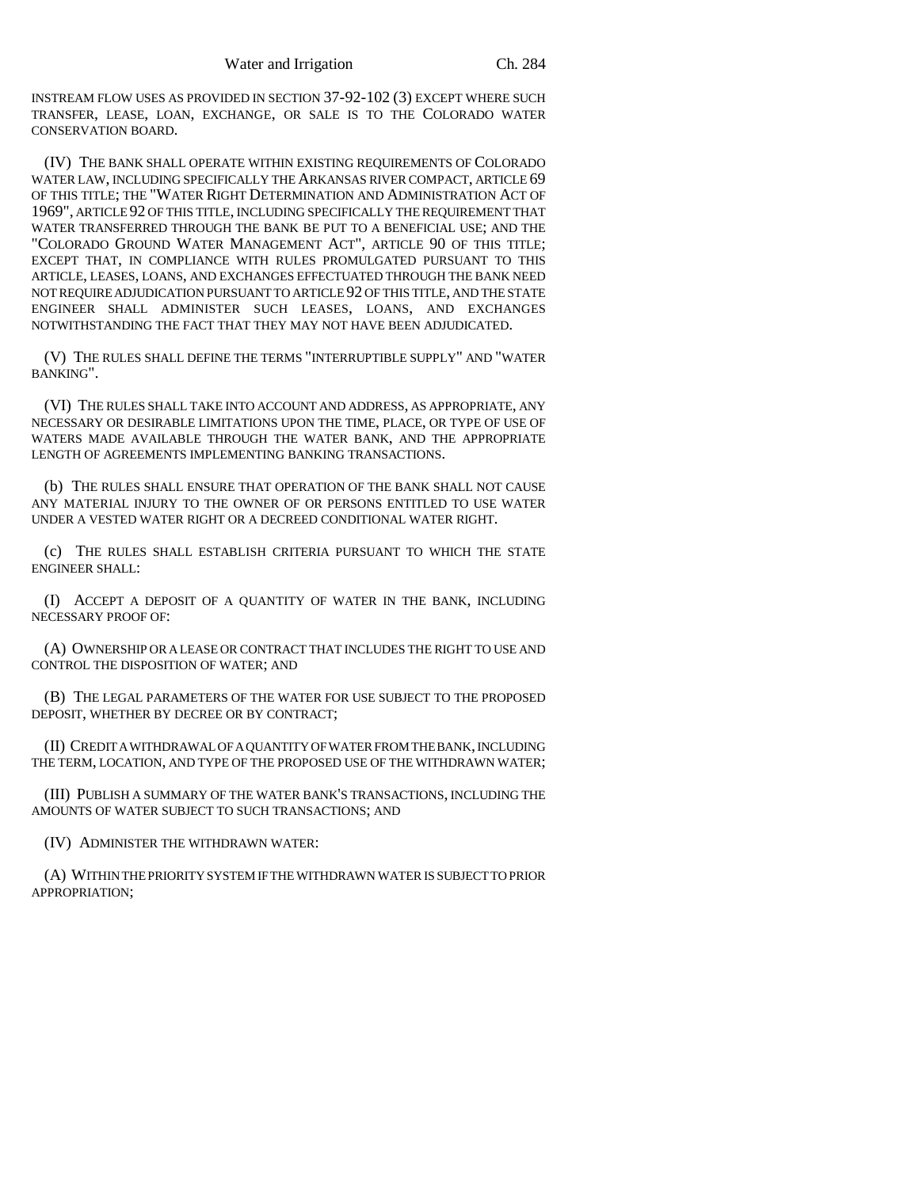INSTREAM FLOW USES AS PROVIDED IN SECTION 37-92-102 (3) EXCEPT WHERE SUCH TRANSFER, LEASE, LOAN, EXCHANGE, OR SALE IS TO THE COLORADO WATER CONSERVATION BOARD.

(IV) THE BANK SHALL OPERATE WITHIN EXISTING REQUIREMENTS OF COLORADO WATER LAW, INCLUDING SPECIFICALLY THE ARKANSAS RIVER COMPACT, ARTICLE 69 OF THIS TITLE; THE "WATER RIGHT DETERMINATION AND ADMINISTRATION ACT OF 1969", ARTICLE 92 OF THIS TITLE, INCLUDING SPECIFICALLY THE REQUIREMENT THAT WATER TRANSFERRED THROUGH THE BANK BE PUT TO A BENEFICIAL USE; AND THE "COLORADO GROUND WATER MANAGEMENT ACT", ARTICLE 90 OF THIS TITLE; EXCEPT THAT, IN COMPLIANCE WITH RULES PROMULGATED PURSUANT TO THIS ARTICLE, LEASES, LOANS, AND EXCHANGES EFFECTUATED THROUGH THE BANK NEED NOT REQUIRE ADJUDICATION PURSUANT TO ARTICLE 92 OF THIS TITLE, AND THE STATE ENGINEER SHALL ADMINISTER SUCH LEASES, LOANS, AND EXCHANGES NOTWITHSTANDING THE FACT THAT THEY MAY NOT HAVE BEEN ADJUDICATED.

(V) THE RULES SHALL DEFINE THE TERMS "INTERRUPTIBLE SUPPLY" AND "WATER BANKING".

(VI) THE RULES SHALL TAKE INTO ACCOUNT AND ADDRESS, AS APPROPRIATE, ANY NECESSARY OR DESIRABLE LIMITATIONS UPON THE TIME, PLACE, OR TYPE OF USE OF WATERS MADE AVAILABLE THROUGH THE WATER BANK, AND THE APPROPRIATE LENGTH OF AGREEMENTS IMPLEMENTING BANKING TRANSACTIONS.

(b) THE RULES SHALL ENSURE THAT OPERATION OF THE BANK SHALL NOT CAUSE ANY MATERIAL INJURY TO THE OWNER OF OR PERSONS ENTITLED TO USE WATER UNDER A VESTED WATER RIGHT OR A DECREED CONDITIONAL WATER RIGHT.

(c) THE RULES SHALL ESTABLISH CRITERIA PURSUANT TO WHICH THE STATE ENGINEER SHALL:

(I) ACCEPT A DEPOSIT OF A QUANTITY OF WATER IN THE BANK, INCLUDING NECESSARY PROOF OF:

(A) OWNERSHIP OR A LEASE OR CONTRACT THAT INCLUDES THE RIGHT TO USE AND CONTROL THE DISPOSITION OF WATER; AND

(B) THE LEGAL PARAMETERS OF THE WATER FOR USE SUBJECT TO THE PROPOSED DEPOSIT, WHETHER BY DECREE OR BY CONTRACT;

(II) CREDIT A WITHDRAWAL OF A QUANTITY OF WATER FROM THE BANK, INCLUDING THE TERM, LOCATION, AND TYPE OF THE PROPOSED USE OF THE WITHDRAWN WATER;

(III) PUBLISH A SUMMARY OF THE WATER BANK'S TRANSACTIONS, INCLUDING THE AMOUNTS OF WATER SUBJECT TO SUCH TRANSACTIONS; AND

(IV) ADMINISTER THE WITHDRAWN WATER:

(A) WITHIN THE PRIORITY SYSTEM IF THE WITHDRAWN WATER IS SUBJECT TO PRIOR APPROPRIATION;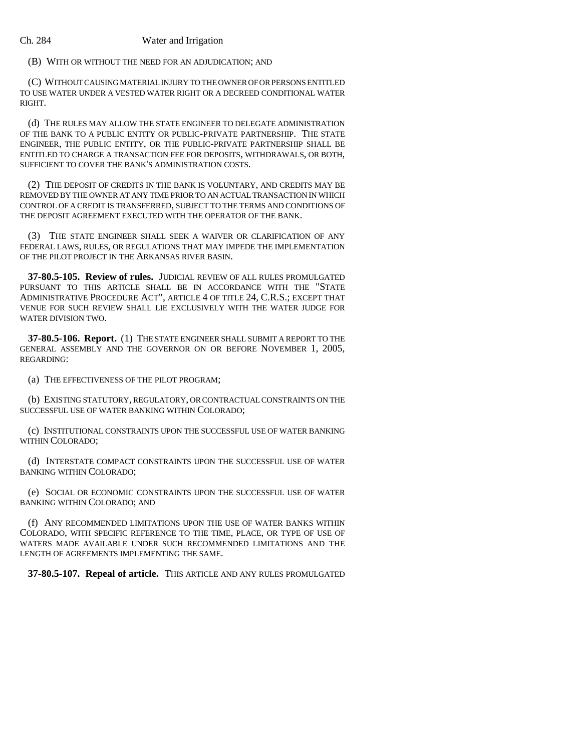(B) WITH OR WITHOUT THE NEED FOR AN ADJUDICATION; AND

(C) WITHOUT CAUSING MATERIAL INJURY TO THE OWNER OF OR PERSONS ENTITLED TO USE WATER UNDER A VESTED WATER RIGHT OR A DECREED CONDITIONAL WATER RIGHT.

(d) THE RULES MAY ALLOW THE STATE ENGINEER TO DELEGATE ADMINISTRATION OF THE BANK TO A PUBLIC ENTITY OR PUBLIC-PRIVATE PARTNERSHIP. THE STATE ENGINEER, THE PUBLIC ENTITY, OR THE PUBLIC-PRIVATE PARTNERSHIP SHALL BE ENTITLED TO CHARGE A TRANSACTION FEE FOR DEPOSITS, WITHDRAWALS, OR BOTH, SUFFICIENT TO COVER THE BANK'S ADMINISTRATION COSTS.

(2) THE DEPOSIT OF CREDITS IN THE BANK IS VOLUNTARY, AND CREDITS MAY BE REMOVED BY THE OWNER AT ANY TIME PRIOR TO AN ACTUAL TRANSACTION IN WHICH CONTROL OF A CREDIT IS TRANSFERRED, SUBJECT TO THE TERMS AND CONDITIONS OF THE DEPOSIT AGREEMENT EXECUTED WITH THE OPERATOR OF THE BANK.

(3) THE STATE ENGINEER SHALL SEEK A WAIVER OR CLARIFICATION OF ANY FEDERAL LAWS, RULES, OR REGULATIONS THAT MAY IMPEDE THE IMPLEMENTATION OF THE PILOT PROJECT IN THE ARKANSAS RIVER BASIN.

**37-80.5-105. Review of rules.** JUDICIAL REVIEW OF ALL RULES PROMULGATED PURSUANT TO THIS ARTICLE SHALL BE IN ACCORDANCE WITH THE "STATE ADMINISTRATIVE PROCEDURE ACT", ARTICLE 4 OF TITLE 24, C.R.S.; EXCEPT THAT VENUE FOR SUCH REVIEW SHALL LIE EXCLUSIVELY WITH THE WATER JUDGE FOR WATER DIVISION TWO.

**37-80.5-106. Report.** (1) THE STATE ENGINEER SHALL SUBMIT A REPORT TO THE GENERAL ASSEMBLY AND THE GOVERNOR ON OR BEFORE NOVEMBER 1, 2005, REGARDING:

(a) THE EFFECTIVENESS OF THE PILOT PROGRAM;

(b) EXISTING STATUTORY, REGULATORY, OR CONTRACTUAL CONSTRAINTS ON THE SUCCESSFUL USE OF WATER BANKING WITHIN COLORADO;

(c) INSTITUTIONAL CONSTRAINTS UPON THE SUCCESSFUL USE OF WATER BANKING WITHIN COLORADO;

(d) INTERSTATE COMPACT CONSTRAINTS UPON THE SUCCESSFUL USE OF WATER BANKING WITHIN COLORADO;

(e) SOCIAL OR ECONOMIC CONSTRAINTS UPON THE SUCCESSFUL USE OF WATER BANKING WITHIN COLORADO; AND

(f) ANY RECOMMENDED LIMITATIONS UPON THE USE OF WATER BANKS WITHIN COLORADO, WITH SPECIFIC REFERENCE TO THE TIME, PLACE, OR TYPE OF USE OF WATERS MADE AVAILABLE UNDER SUCH RECOMMENDED LIMITATIONS AND THE LENGTH OF AGREEMENTS IMPLEMENTING THE SAME.

**37-80.5-107. Repeal of article.** THIS ARTICLE AND ANY RULES PROMULGATED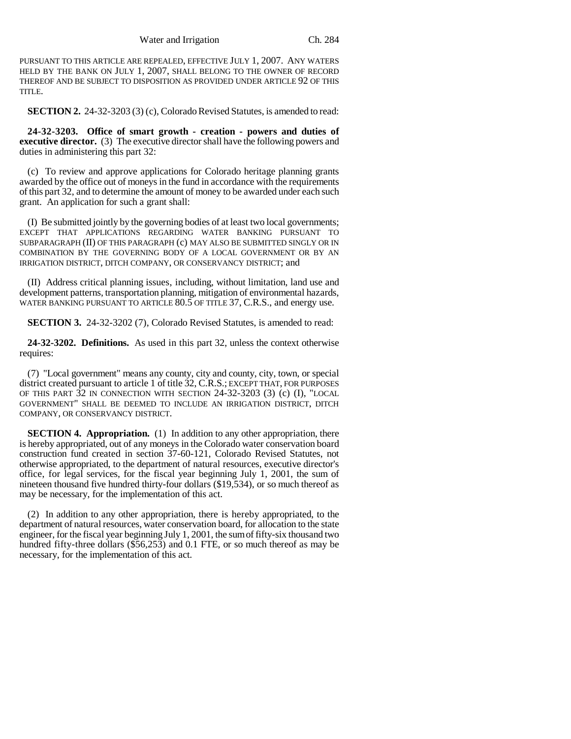PURSUANT TO THIS ARTICLE ARE REPEALED, EFFECTIVE JULY 1, 2007. ANY WATERS HELD BY THE BANK ON JULY 1, 2007, SHALL BELONG TO THE OWNER OF RECORD THEREOF AND BE SUBJECT TO DISPOSITION AS PROVIDED UNDER ARTICLE 92 OF THIS TITLE.

**SECTION 2.** 24-32-3203 (3) (c), Colorado Revised Statutes, is amended to read:

**24-32-3203. Office of smart growth - creation - powers and duties of executive director.** (3) The executive director shall have the following powers and duties in administering this part 32:

(c) To review and approve applications for Colorado heritage planning grants awarded by the office out of moneys in the fund in accordance with the requirements of this part 32, and to determine the amount of money to be awarded under each such grant. An application for such a grant shall:

(I) Be submitted jointly by the governing bodies of at least two local governments; EXCEPT THAT APPLICATIONS REGARDING WATER BANKING PURSUANT TO SUBPARAGRAPH (II) OF THIS PARAGRAPH (c) MAY ALSO BE SUBMITTED SINGLY OR IN COMBINATION BY THE GOVERNING BODY OF A LOCAL GOVERNMENT OR BY AN IRRIGATION DISTRICT, DITCH COMPANY, OR CONSERVANCY DISTRICT; and

(II) Address critical planning issues, including, without limitation, land use and development patterns, transportation planning, mitigation of environmental hazards, WATER BANKING PURSUANT TO ARTICLE 80.5 OF TITLE 37, C.R.S., and energy use.

**SECTION 3.** 24-32-3202 (7), Colorado Revised Statutes, is amended to read:

**24-32-3202. Definitions.** As used in this part 32, unless the context otherwise requires:

(7) "Local government" means any county, city and county, city, town, or special district created pursuant to article 1 of title 32, C.R.S.; EXCEPT THAT, FOR PURPOSES OF THIS PART 32 IN CONNECTION WITH SECTION 24-32-3203 (3) (c) (I), "LOCAL GOVERNMENT" SHALL BE DEEMED TO INCLUDE AN IRRIGATION DISTRICT, DITCH COMPANY, OR CONSERVANCY DISTRICT.

**SECTION 4. Appropriation.** (1) In addition to any other appropriation, there is hereby appropriated, out of any moneys in the Colorado water conservation board construction fund created in section 37-60-121, Colorado Revised Statutes, not otherwise appropriated, to the department of natural resources, executive director's office, for legal services, for the fiscal year beginning July 1, 2001, the sum of nineteen thousand five hundred thirty-four dollars ($19,534), or so much thereof as may be necessary, for the implementation of this act.

(2) In addition to any other appropriation, there is hereby appropriated, to the department of natural resources, water conservation board, for allocation to the state engineer, for the fiscal year beginning July 1, 2001, the sum of fifty-six thousand two hundred fifty-three dollars ($56,253) and 0.1 FTE, or so much thereof as may be necessary, for the implementation of this act.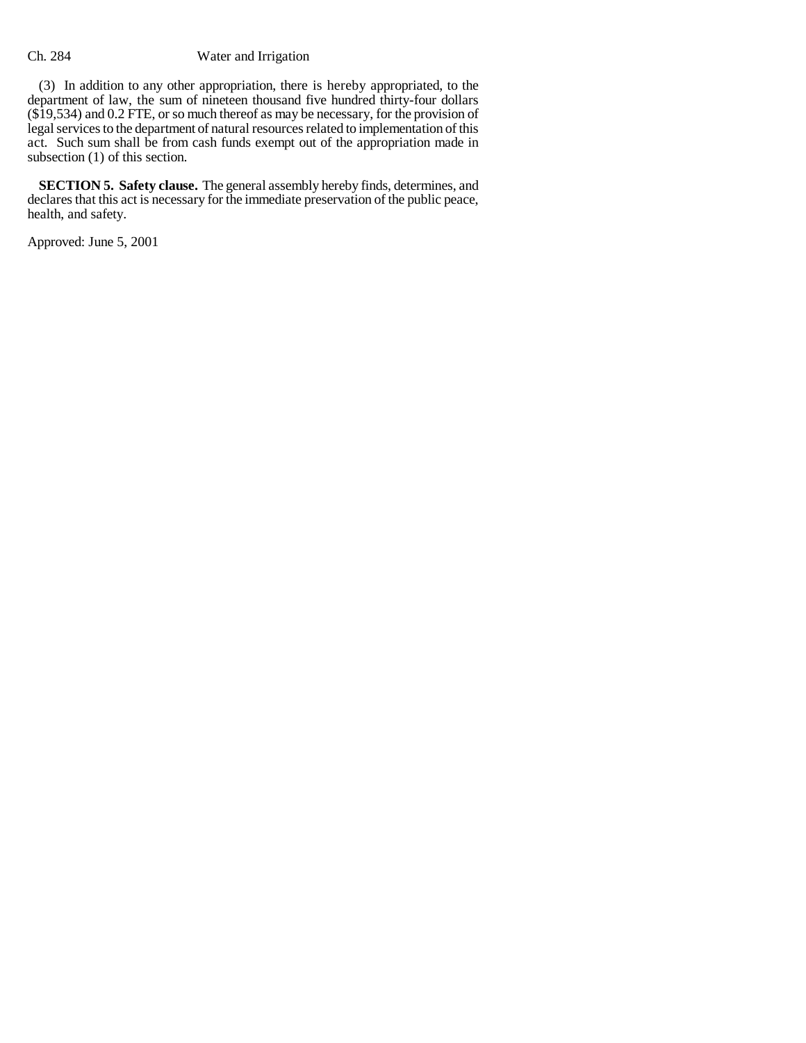(3) In addition to any other appropriation, there is hereby appropriated, to the department of law, the sum of nineteen thousand five hundred thirty-four dollars ($19,534) and 0.2 FTE, or so much thereof as may be necessary, for the provision of legal services to the department of natural resources related to implementation of this act. Such sum shall be from cash funds exempt out of the appropriation made in subsection (1) of this section.

**SECTION 5. Safety clause.** The general assembly hereby finds, determines, and declares that this act is necessary for the immediate preservation of the public peace, health, and safety.

Approved: June 5, 2001